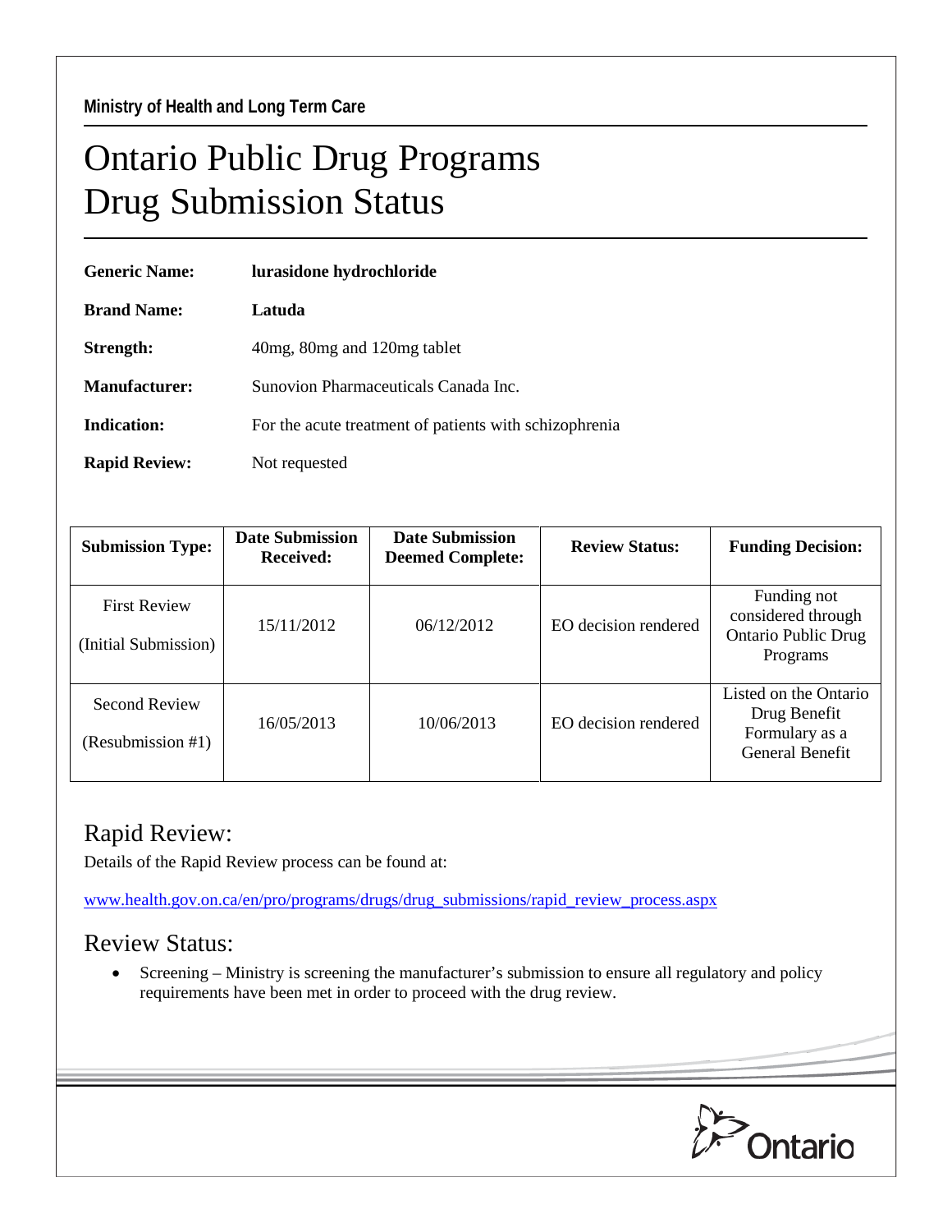**Ministry of Health and Long Term Care**

# Ontario Public Drug Programs
# Drug Submission Status

**Generic Name:** **lurasidone hydrochloride**

**Brand Name:** **Latuda**

**Strength:** 40mg, 80mg and 120mg tablet

**Manufacturer:** Sunovion Pharmaceuticals Canada Inc.

**Indication:** For the acute treatment of patients with schizophrenia

**Rapid Review:** Not requested

| Submission Type: | Date Submission Received: | Date Submission Deemed Complete: | Review Status: | Funding Decision: |
| --- | --- | --- | --- | --- |
| First Review (Initial Submission) | 15/11/2012 | 06/12/2012 | EO decision rendered | Funding not considered through Ontario Public Drug Programs |
| Second Review (Resubmission #1) | 16/05/2013 | 10/06/2013 | EO decision rendered | Listed on the Ontario Drug Benefit Formulary as a General Benefit |

## Rapid Review:

Details of the Rapid Review process can be found at:

www.health.gov.on.ca/en/pro/programs/drugs/drug_submissions/rapid_review_process.aspx

## Review Status:

- Screening – Ministry is screening the manufacturer's submission to ensure all regulatory and policy requirements have been met in order to proceed with the drug review.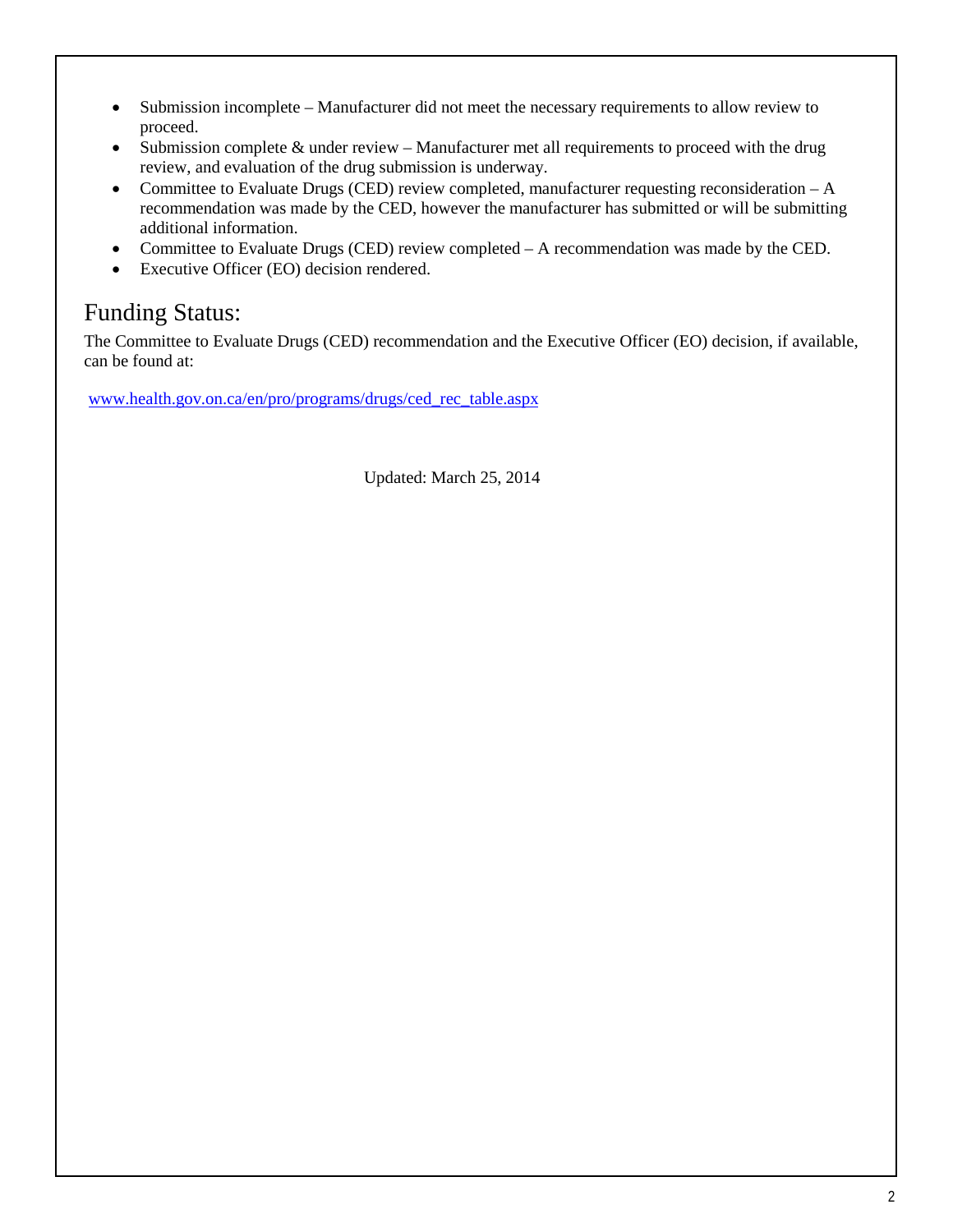- Submission incomplete – Manufacturer did not meet the necessary requirements to allow review to proceed.
- Submission complete & under review – Manufacturer met all requirements to proceed with the drug review, and evaluation of the drug submission is underway.
- Committee to Evaluate Drugs (CED) review completed, manufacturer requesting reconsideration – A recommendation was made by the CED, however the manufacturer has submitted or will be submitting additional information.
- Committee to Evaluate Drugs (CED) review completed – A recommendation was made by the CED.
- Executive Officer (EO) decision rendered.

## Funding Status:

The Committee to Evaluate Drugs (CED) recommendation and the Executive Officer (EO) decision, if available, can be found at:

www.health.gov.on.ca/en/pro/programs/drugs/ced_rec_table.aspx

Updated: March 25, 2014